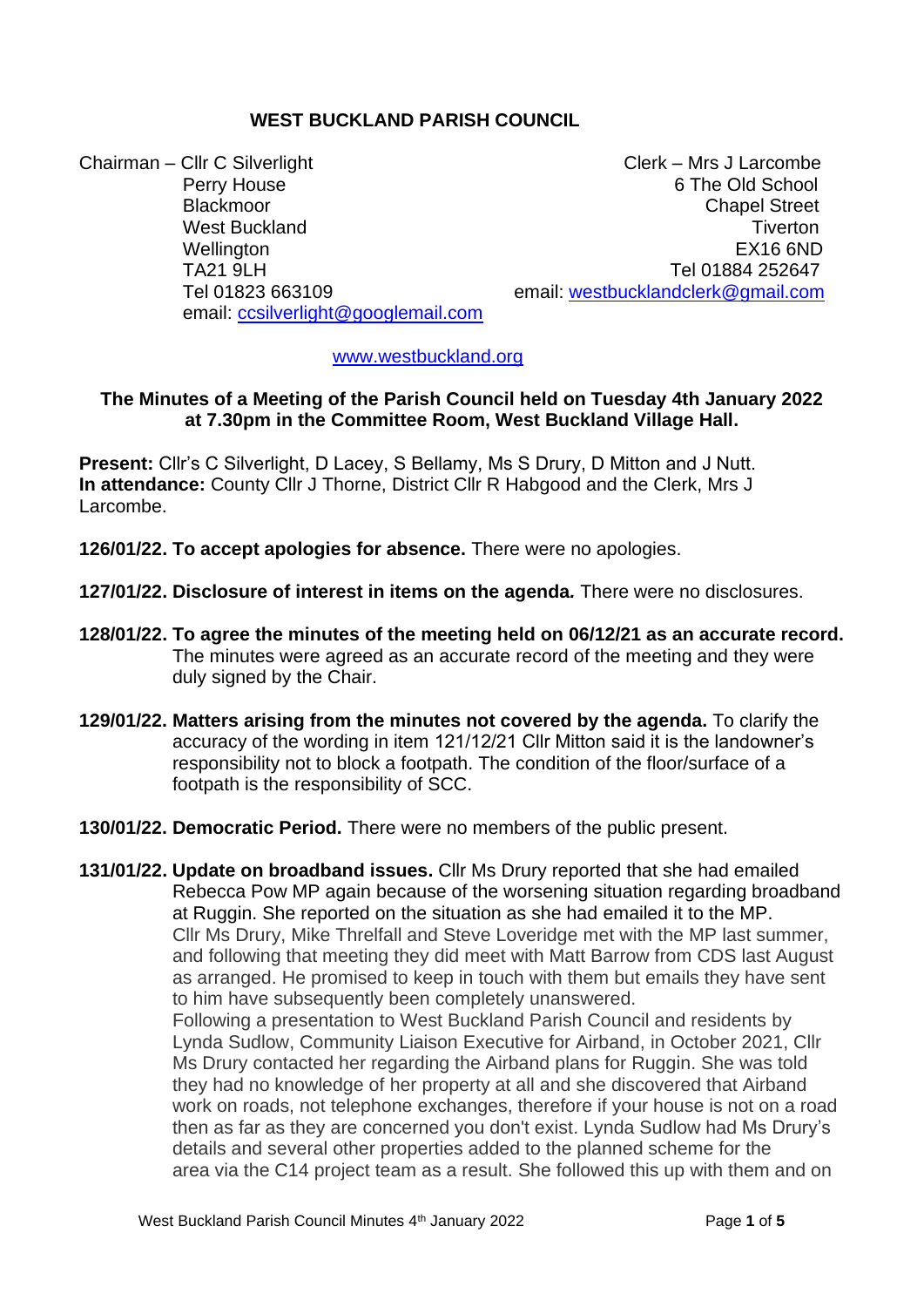# WEST BUCKLAND PARISH COUNCIL

Chairman – Cllr C Silverlight
Perry House
Blackmoor
West Buckland
Wellington
TA21 9LH
Tel 01823 663109
email: ccsilverlight@googlemail.com

Clerk – Mrs J Larcombe
6 The Old School
Chapel Street
Tiverton
EX16 6ND
Tel 01884 252647
email: westbucklandclerk@gmail.com

www.westbuckland.org

**The Minutes of a Meeting of the Parish Council held on Tuesday 4th January 2022 at 7.30pm in the Committee Room, West Buckland Village Hall.**

**Present:** Cllr's C Silverlight, D Lacey, S Bellamy, Ms S Drury, D Mitton and J Nutt.
**In attendance:** County Cllr J Thorne, District Cllr R Habgood and the Clerk, Mrs J Larcombe.

**126/01/22. To accept apologies for absence.** There were no apologies.

**127/01/22. Disclosure of interest in items on the agenda.** There were no disclosures.

**128/01/22. To agree the minutes of the meeting held on 06/12/21 as an accurate record.** The minutes were agreed as an accurate record of the meeting and they were duly signed by the Chair.

**129/01/22. Matters arising from the minutes not covered by the agenda.** To clarify the accuracy of the wording in item 121/12/21 Cllr Mitton said it is the landowner's responsibility not to block a footpath. The condition of the floor/surface of a footpath is the responsibility of SCC.

**130/01/22. Democratic Period.** There were no members of the public present.

**131/01/22. Update on broadband issues.** Cllr Ms Drury reported that she had emailed Rebecca Pow MP again because of the worsening situation regarding broadband at Ruggin. She reported on the situation as she had emailed it to the MP.
Cllr Ms Drury, Mike Threlfall and Steve Loveridge met with the MP last summer, and following that meeting they did meet with Matt Barrow from CDS last August as arranged. He promised to keep in touch with them but emails they have sent to him have subsequently been completely unanswered.
Following a presentation to West Buckland Parish Council and residents by Lynda Sudlow, Community Liaison Executive for Airband, in October 2021, Cllr Ms Drury contacted her regarding the Airband plans for Ruggin. She was told they had no knowledge of her property at all and she discovered that Airband work on roads, not telephone exchanges, therefore if your house is not on a road then as far as they are concerned you don't exist. Lynda Sudlow had Ms Drury's details and several other properties added to the planned scheme for the area via the C14 project team as a result. She followed this up with them and on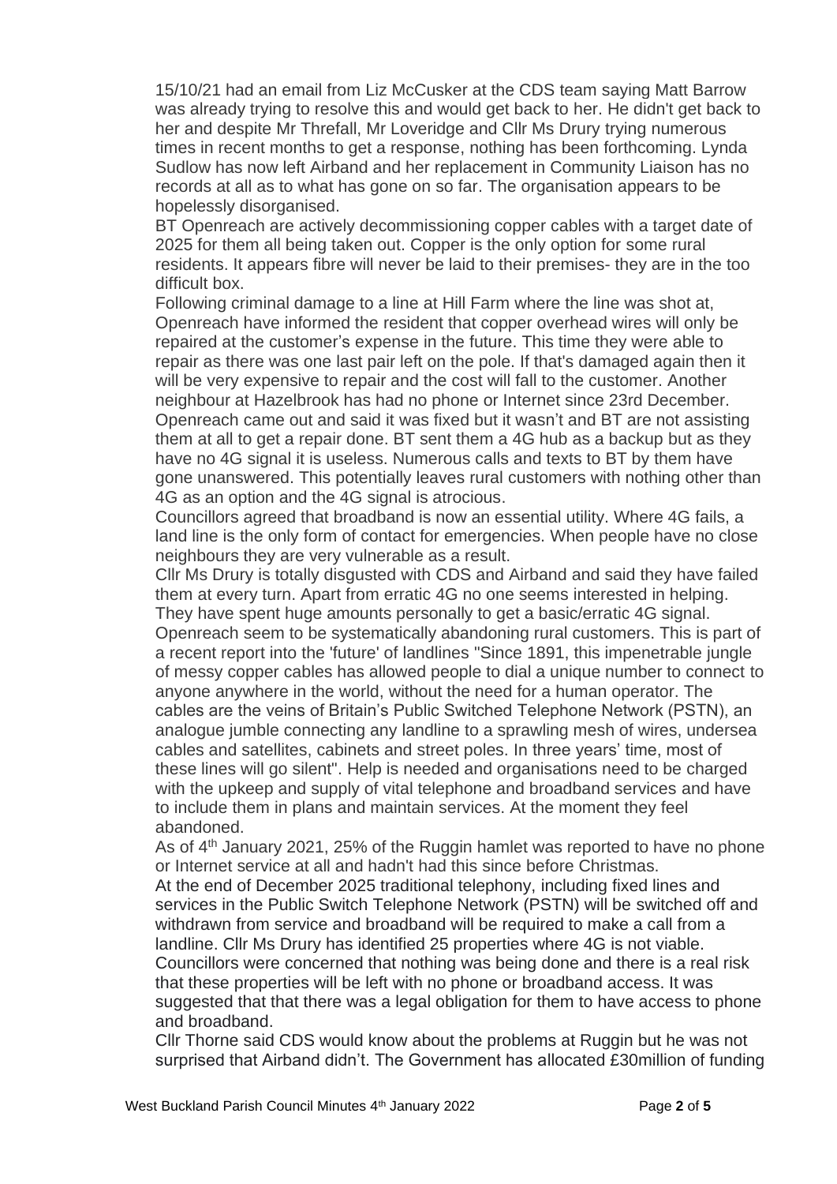15/10/21 had an email from Liz McCusker at the CDS team saying Matt Barrow was already trying to resolve this and would get back to her. He didn't get back to her and despite Mr Threfall, Mr Loveridge and Cllr Ms Drury trying numerous times in recent months to get a response, nothing has been forthcoming. Lynda Sudlow has now left Airband and her replacement in Community Liaison has no records at all as to what has gone on so far. The organisation appears to be hopelessly disorganised.

BT Openreach are actively decommissioning copper cables with a target date of 2025 for them all being taken out. Copper is the only option for some rural residents. It appears fibre will never be laid to their premises- they are in the too difficult box.

Following criminal damage to a line at Hill Farm where the line was shot at, Openreach have informed the resident that copper overhead wires will only be repaired at the customer's expense in the future. This time they were able to repair as there was one last pair left on the pole. If that's damaged again then it will be very expensive to repair and the cost will fall to the customer. Another neighbour at Hazelbrook has had no phone or Internet since 23rd December. Openreach came out and said it was fixed but it wasn't and BT are not assisting them at all to get a repair done. BT sent them a 4G hub as a backup but as they have no 4G signal it is useless. Numerous calls and texts to BT by them have gone unanswered. This potentially leaves rural customers with nothing other than 4G as an option and the 4G signal is atrocious.

Councillors agreed that broadband is now an essential utility. Where 4G fails, a land line is the only form of contact for emergencies. When people have no close neighbours they are very vulnerable as a result.

Cllr Ms Drury is totally disgusted with CDS and Airband and said they have failed them at every turn. Apart from erratic 4G no one seems interested in helping. They have spent huge amounts personally to get a basic/erratic 4G signal. Openreach seem to be systematically abandoning rural customers. This is part of a recent report into the 'future' of landlines "Since 1891, this impenetrable jungle of messy copper cables has allowed people to dial a unique number to connect to anyone anywhere in the world, without the need for a human operator. The cables are the veins of Britain's Public Switched Telephone Network (PSTN), an analogue jumble connecting any landline to a sprawling mesh of wires, undersea cables and satellites, cabinets and street poles. In three years' time, most of these lines will go silent". Help is needed and organisations need to be charged with the upkeep and supply of vital telephone and broadband services and have to include them in plans and maintain services. At the moment they feel abandoned.

As of 4th January 2021, 25% of the Ruggin hamlet was reported to have no phone or Internet service at all and hadn't had this since before Christmas.

At the end of December 2025 traditional telephony, including fixed lines and services in the Public Switch Telephone Network (PSTN) will be switched off and withdrawn from service and broadband will be required to make a call from a landline. Cllr Ms Drury has identified 25 properties where 4G is not viable. Councillors were concerned that nothing was being done and there is a real risk that these properties will be left with no phone or broadband access. It was suggested that that there was a legal obligation for them to have access to phone and broadband.

Cllr Thorne said CDS would know about the problems at Ruggin but he was not surprised that Airband didn't. The Government has allocated £30million of funding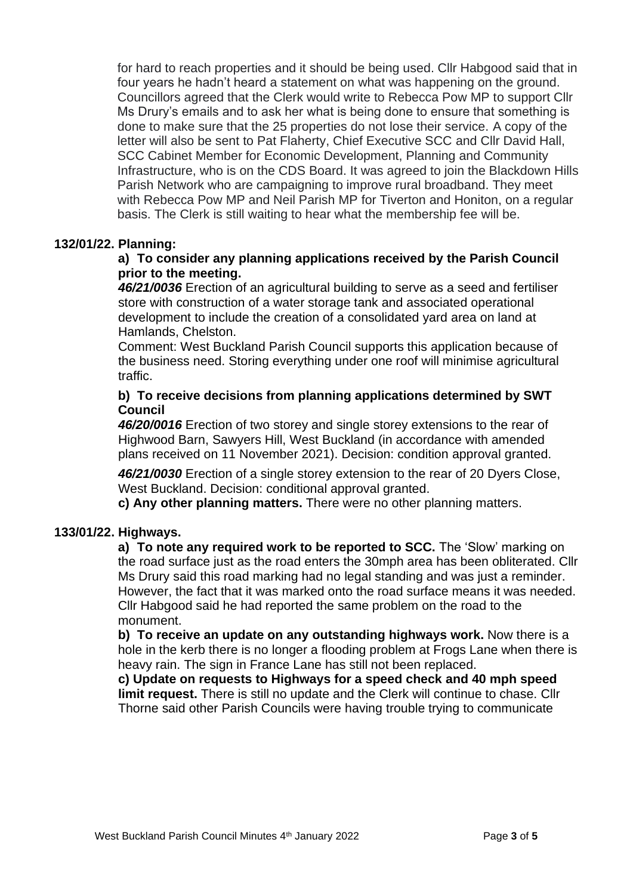for hard to reach properties and it should be being used. Cllr Habgood said that in four years he hadn't heard a statement on what was happening on the ground. Councillors agreed that the Clerk would write to Rebecca Pow MP to support Cllr Ms Drury's emails and to ask her what is being done to ensure that something is done to make sure that the 25 properties do not lose their service. A copy of the letter will also be sent to Pat Flaherty, Chief Executive SCC and Cllr David Hall, SCC Cabinet Member for Economic Development, Planning and Community Infrastructure, who is on the CDS Board. It was agreed to join the Blackdown Hills Parish Network who are campaigning to improve rural broadband. They meet with Rebecca Pow MP and Neil Parish MP for Tiverton and Honiton, on a regular basis. The Clerk is still waiting to hear what the membership fee will be.

**132/01/22. Planning:**

**a) To consider any planning applications received by the Parish Council prior to the meeting.**

***46/21/0036*** Erection of an agricultural building to serve as a seed and fertiliser store with construction of a water storage tank and associated operational development to include the creation of a consolidated yard area on land at Hamlands, Chelston.

Comment: West Buckland Parish Council supports this application because of the business need. Storing everything under one roof will minimise agricultural traffic.

**b) To receive decisions from planning applications determined by SWT Council**

***46/20/0016*** Erection of two storey and single storey extensions to the rear of Highwood Barn, Sawyers Hill, West Buckland (in accordance with amended plans received on 11 November 2021). Decision: condition approval granted.

***46/21/0030*** Erection of a single storey extension to the rear of 20 Dyers Close, West Buckland. Decision: conditional approval granted.

**c) Any other planning matters.** There were no other planning matters.

**133/01/22. Highways.**

**a) To note any required work to be reported to SCC.** The 'Slow' marking on the road surface just as the road enters the 30mph area has been obliterated. Cllr Ms Drury said this road marking had no legal standing and was just a reminder. However, the fact that it was marked onto the road surface means it was needed. Cllr Habgood said he had reported the same problem on the road to the monument.

**b) To receive an update on any outstanding highways work.** Now there is a hole in the kerb there is no longer a flooding problem at Frogs Lane when there is heavy rain. The sign in France Lane has still not been replaced.

**c) Update on requests to Highways for a speed check and 40 mph speed limit request.** There is still no update and the Clerk will continue to chase. Cllr Thorne said other Parish Councils were having trouble trying to communicate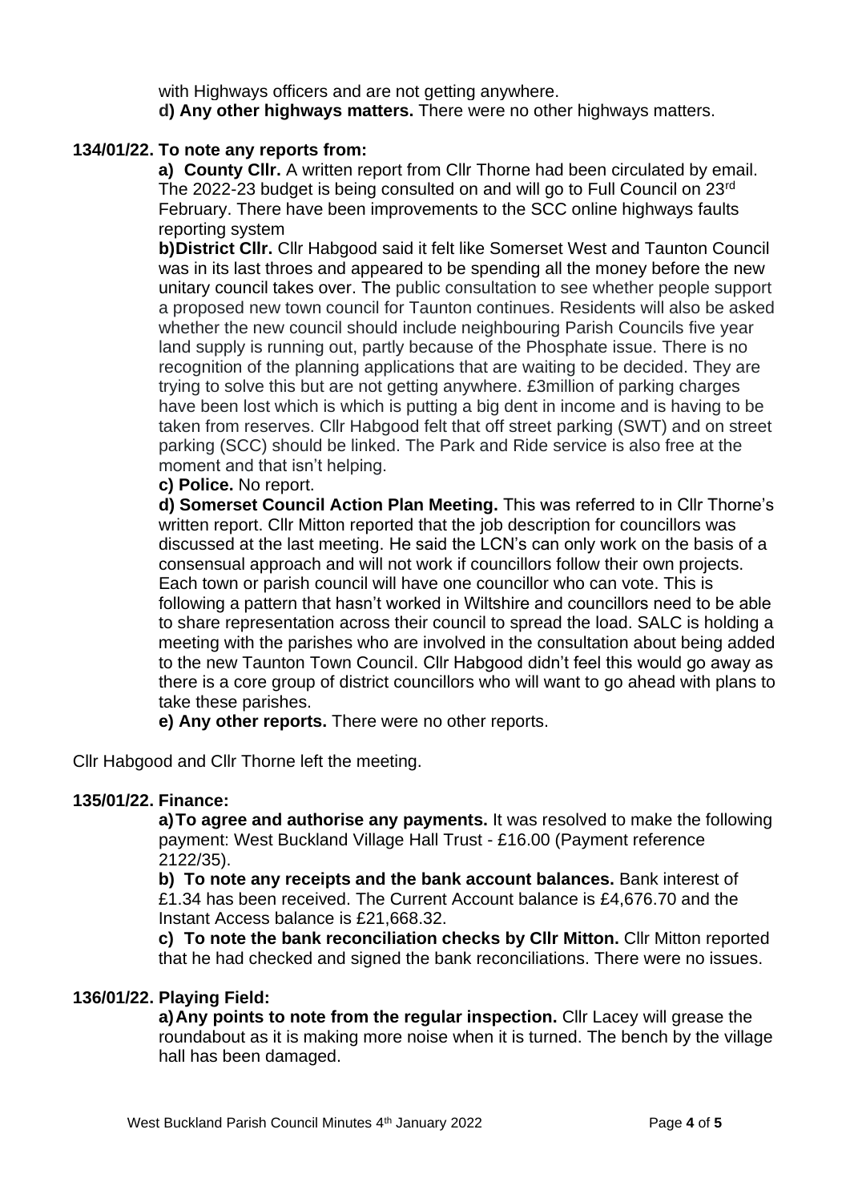with Highways officers and are not getting anywhere.

**d) Any other highways matters.** There were no other highways matters.

**134/01/22. To note any reports from:**

**a) County Cllr.** A written report from Cllr Thorne had been circulated by email. The 2022-23 budget is being consulted on and will go to Full Council on 23rd February. There have been improvements to the SCC online highways faults reporting system

**b) District Cllr.** Cllr Habgood said it felt like Somerset West and Taunton Council was in its last throes and appeared to be spending all the money before the new unitary council takes over. The public consultation to see whether people support a proposed new town council for Taunton continues. Residents will also be asked whether the new council should include neighbouring Parish Councils five year land supply is running out, partly because of the Phosphate issue. There is no recognition of the planning applications that are waiting to be decided. They are trying to solve this but are not getting anywhere. £3million of parking charges have been lost which is which is putting a big dent in income and is having to be taken from reserves. Cllr Habgood felt that off street parking (SWT) and on street parking (SCC) should be linked. The Park and Ride service is also free at the moment and that isn't helping.

**c) Police.** No report.

**d) Somerset Council Action Plan Meeting.** This was referred to in Cllr Thorne's written report. Cllr Mitton reported that the job description for councillors was discussed at the last meeting. He said the LCN's can only work on the basis of a consensual approach and will not work if councillors follow their own projects. Each town or parish council will have one councillor who can vote. This is following a pattern that hasn't worked in Wiltshire and councillors need to be able to share representation across their council to spread the load. SALC is holding a meeting with the parishes who are involved in the consultation about being added to the new Taunton Town Council. Cllr Habgood didn't feel this would go away as there is a core group of district councillors who will want to go ahead with plans to take these parishes.

**e) Any other reports.** There were no other reports.

Cllr Habgood and Cllr Thorne left the meeting.

**135/01/22. Finance:**

**a) To agree and authorise any payments.** It was resolved to make the following payment: West Buckland Village Hall Trust - £16.00 (Payment reference 2122/35).

**b) To note any receipts and the bank account balances.** Bank interest of £1.34 has been received. The Current Account balance is £4,676.70 and the Instant Access balance is £21,668.32.

**c) To note the bank reconciliation checks by Cllr Mitton.** Cllr Mitton reported that he had checked and signed the bank reconciliations. There were no issues.

**136/01/22. Playing Field:**

**a) Any points to note from the regular inspection.** Cllr Lacey will grease the roundabout as it is making more noise when it is turned. The bench by the village hall has been damaged.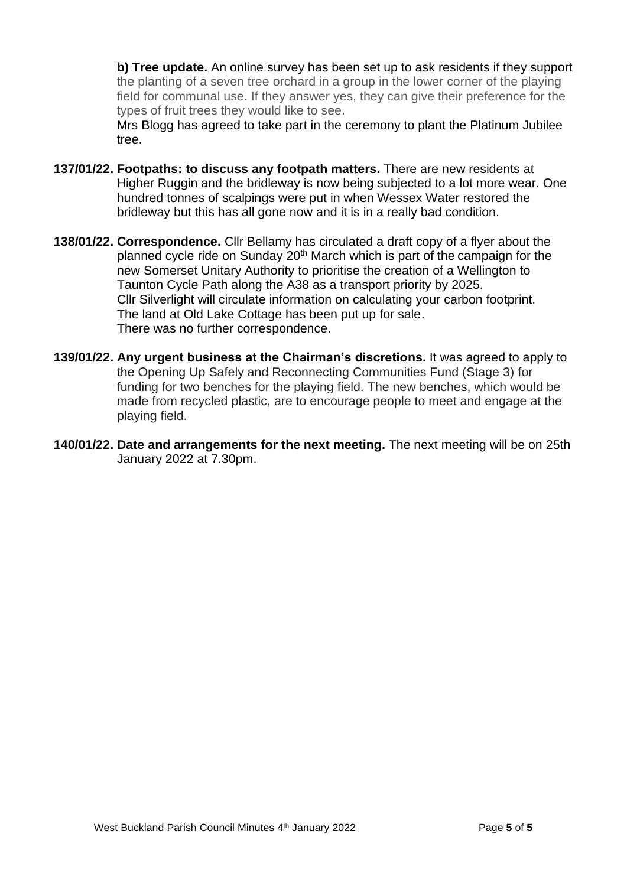**b) Tree update.** An online survey has been set up to ask residents if they support the planting of a seven tree orchard in a group in the lower corner of the playing field for communal use. If they answer yes, they can give their preference for the types of fruit trees they would like to see.
Mrs Blogg has agreed to take part in the ceremony to plant the Platinum Jubilee tree.

**137/01/22. Footpaths: to discuss any footpath matters.** There are new residents at Higher Ruggin and the bridleway is now being subjected to a lot more wear. One hundred tonnes of scalpings were put in when Wessex Water restored the bridleway but this has all gone now and it is in a really bad condition.

**138/01/22. Correspondence.** Cllr Bellamy has circulated a draft copy of a flyer about the planned cycle ride on Sunday 20th March which is part of the campaign for the new Somerset Unitary Authority to prioritise the creation of a Wellington to Taunton Cycle Path along the A38 as a transport priority by 2025.
Cllr Silverlight will circulate information on calculating your carbon footprint.
The land at Old Lake Cottage has been put up for sale.
There was no further correspondence.

**139/01/22. Any urgent business at the Chairman's discretions.** It was agreed to apply to the Opening Up Safely and Reconnecting Communities Fund (Stage 3) for funding for two benches for the playing field. The new benches, which would be made from recycled plastic, are to encourage people to meet and engage at the playing field.

**140/01/22. Date and arrangements for the next meeting.** The next meeting will be on 25th January 2022 at 7.30pm.